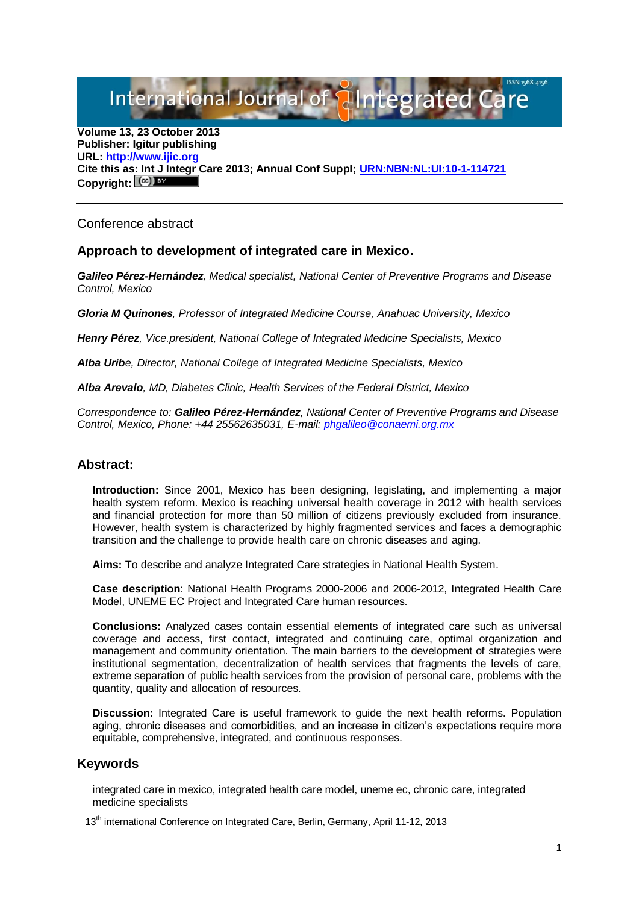**Volume 13, 23 October 2013**
**Publisher: Igitur publishing**
**URL: [http://www.ijic.org](http://www.ijic.org)**
**Cite this as: Int J Integr Care 2013; Annual Conf Suppl; [URN:NBN:NL:UI:10-1-114721](URN:NBN:NL:UI:10-1-114721)**
**Copyright:**

---

Conference abstract

### Approach to development of integrated care in Mexico.

***Galileo Pérez-Hernández****, Medical specialist, National Center of Preventive Programs and Disease Control, Mexico*

***Gloria M Quinones****, Professor of Integrated Medicine Course, Anahuac University, Mexico*

***Henry Pérez****, Vice.president, National College of Integrated Medicine Specialists, Mexico*

***Alba Urib****e, Director, National College of Integrated Medicine Specialists, Mexico*

***Alba Arevalo****, MD, Diabetes Clinic, Health Services of the Federal District, Mexico*

*Correspondence to:* ***Galileo Pérez-Hernández****, National Center of Preventive Programs and Disease Control, Mexico, Phone: +44 25562635031, E-mail: [phgalileo@conaemi.org.mx](mailto:phgalileo@conaemi.org.mx)*

---

## Abstract:

**Introduction:** Since 2001, Mexico has been designing, legislating, and implementing a major health system reform. Mexico is reaching universal health coverage in 2012 with health services and financial protection for more than 50 million of citizens previously excluded from insurance. However, health system is characterized by highly fragmented services and faces a demographic transition and the challenge to provide health care on chronic diseases and aging.

**Aims:** To describe and analyze Integrated Care strategies in National Health System.

**Case description**: National Health Programs 2000-2006 and 2006-2012, Integrated Health Care Model, UNEME EC Project and Integrated Care human resources.

**Conclusions:** Analyzed cases contain essential elements of integrated care such as universal coverage and access, first contact, integrated and continuing care, optimal organization and management and community orientation. The main barriers to the development of strategies were institutional segmentation, decentralization of health services that fragments the levels of care, extreme separation of public health services from the provision of personal care, problems with the quantity, quality and allocation of resources.

**Discussion:** Integrated Care is useful framework to guide the next health reforms. Population aging, chronic diseases and comorbidities, and an increase in citizen's expectations require more equitable, comprehensive, integrated, and continuous responses.

## Keywords

integrated care in mexico, integrated health care model, uneme ec, chronic care, integrated medicine specialists

13th international Conference on Integrated Care, Berlin, Germany, April 11-12, 2013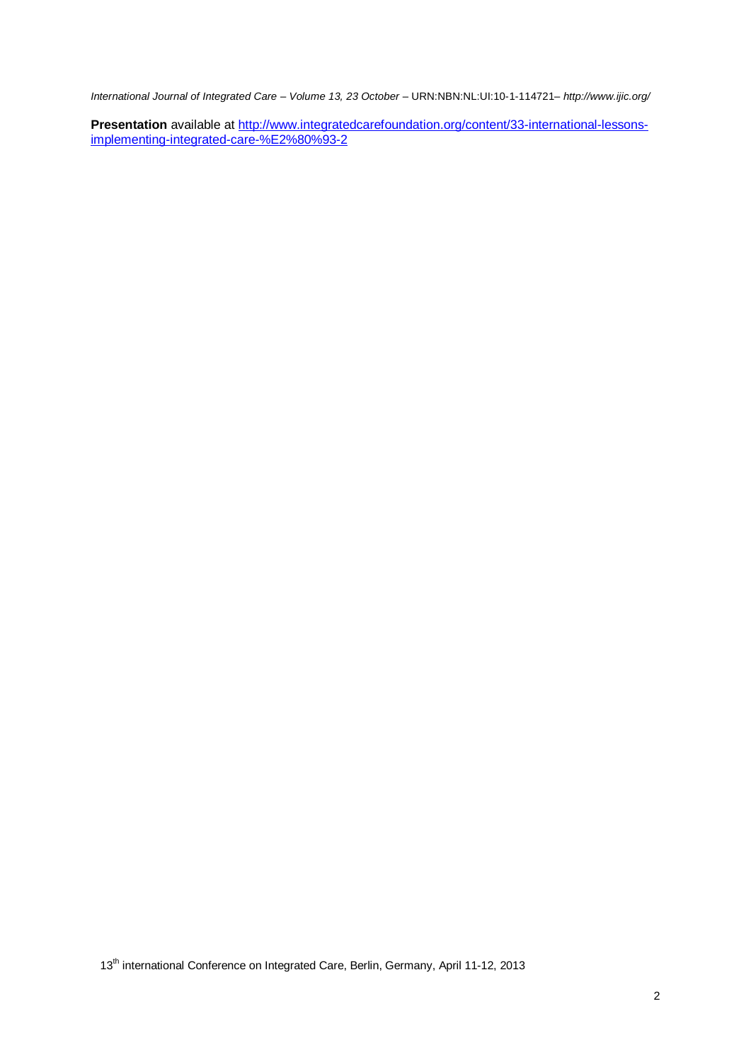**Presentation** available at [http://www.integratedcarefoundation.org/content/33-international-lessons-implementing-integrated-care-%E2%80%93-2](http://www.integratedcarefoundation.org/content/33-international-lessons-implementing-integrated-care-%E2%80%93-2)